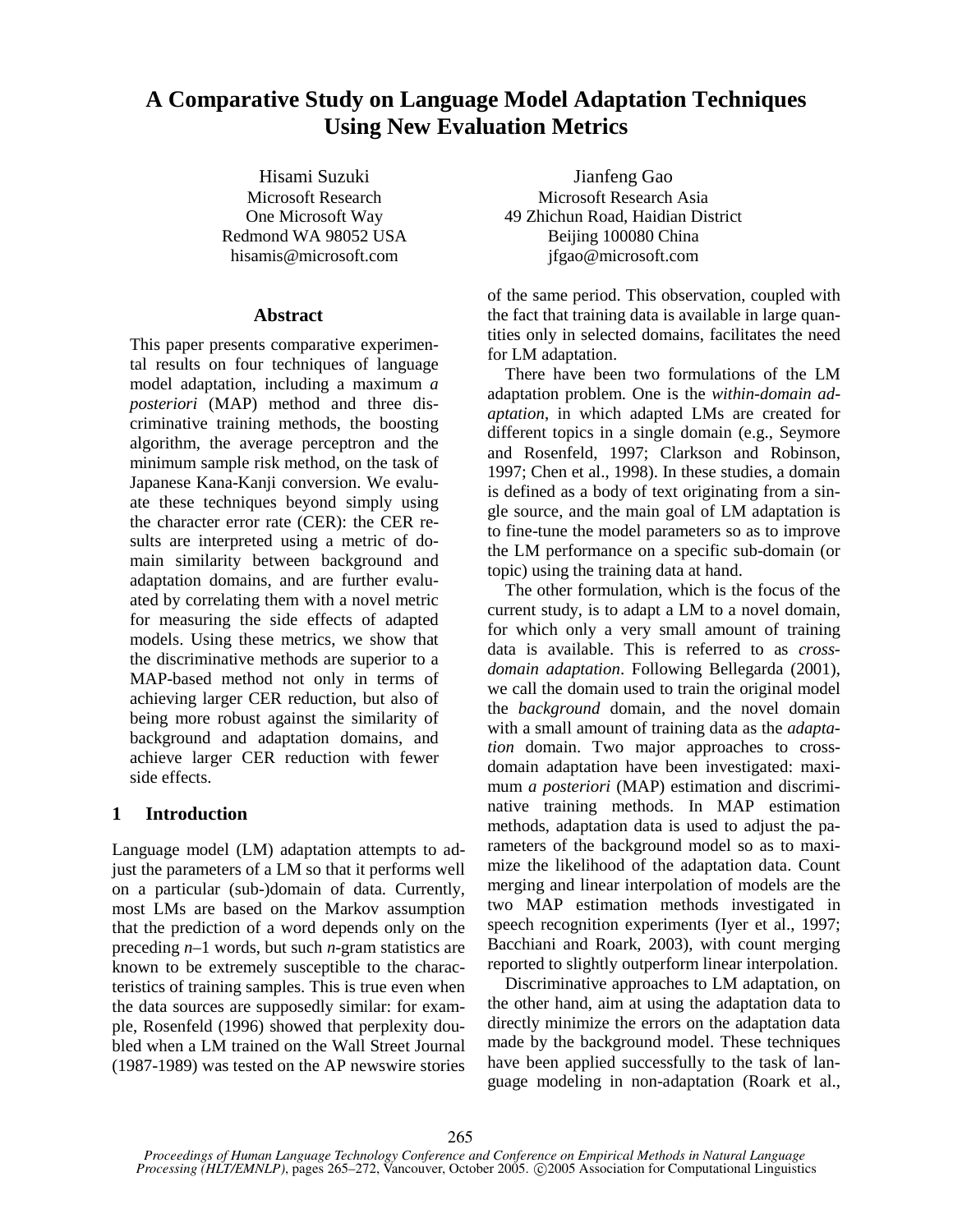# A Comparative Study on Language Model Adaptation Techniques Using New Evaluation Metrics

Hisami Suzuki
Microsoft Research
One Microsoft Way
Redmond WA 98052 USA
hisamis@microsoft.com

Jianfeng Gao
Microsoft Research Asia
49 Zhichun Road, Haidian District
Beijing 100080 China
jfgao@microsoft.com

## Abstract

This paper presents comparative experimental results on four techniques of language model adaptation, including a maximum *a posteriori* (MAP) method and three discriminative training methods, the boosting algorithm, the average perceptron and the minimum sample risk method, on the task of Japanese Kana-Kanji conversion. We evaluate these techniques beyond simply using the character error rate (CER): the CER results are interpreted using a metric of domain similarity between background and adaptation domains, and are further evaluated by correlating them with a novel metric for measuring the side effects of adapted models. Using these metrics, we show that the discriminative methods are superior to a MAP-based method not only in terms of achieving larger CER reduction, but also of being more robust against the similarity of background and adaptation domains, and achieve larger CER reduction with fewer side effects.

## 1 Introduction

Language model (LM) adaptation attempts to adjust the parameters of a LM so that it performs well on a particular (sub-)domain of data. Currently, most LMs are based on the Markov assumption that the prediction of a word depends only on the preceding $n$–1 words, but such $n$-gram statistics are known to be extremely susceptible to the characteristics of training samples. This is true even when the data sources are supposedly similar: for example, Rosenfeld (1996) showed that perplexity doubled when a LM trained on the Wall Street Journal (1987-1989) was tested on the AP newswire stories of the same period. This observation, coupled with the fact that training data is available in large quantities only in selected domains, facilitates the need for LM adaptation.

There have been two formulations of the LM adaptation problem. One is the *within-domain adaptation*, in which adapted LMs are created for different topics in a single domain (e.g., Seymore and Rosenfeld, 1997; Clarkson and Robinson, 1997; Chen et al., 1998). In these studies, a domain is defined as a body of text originating from a single source, and the main goal of LM adaptation is to fine-tune the model parameters so as to improve the LM performance on a specific sub-domain (or topic) using the training data at hand.

The other formulation, which is the focus of the current study, is to adapt a LM to a novel domain, for which only a very small amount of training data is available. This is referred to as *cross-domain adaptation*. Following Bellegarda (2001), we call the domain used to train the original model the *background* domain, and the novel domain with a small amount of training data as the *adaptation* domain. Two major approaches to cross-domain adaptation have been investigated: maximum *a posteriori* (MAP) estimation and discriminative training methods. In MAP estimation methods, adaptation data is used to adjust the parameters of the background model so as to maximize the likelihood of the adaptation data. Count merging and linear interpolation of models are the two MAP estimation methods investigated in speech recognition experiments (Iyer et al., 1997; Bacchiani and Roark, 2003), with count merging reported to slightly outperform linear interpolation.

Discriminative approaches to LM adaptation, on the other hand, aim at using the adaptation data to directly minimize the errors on the adaptation data made by the background model. These techniques have been applied successfully to the task of language modeling in non-adaptation (Roark et al.,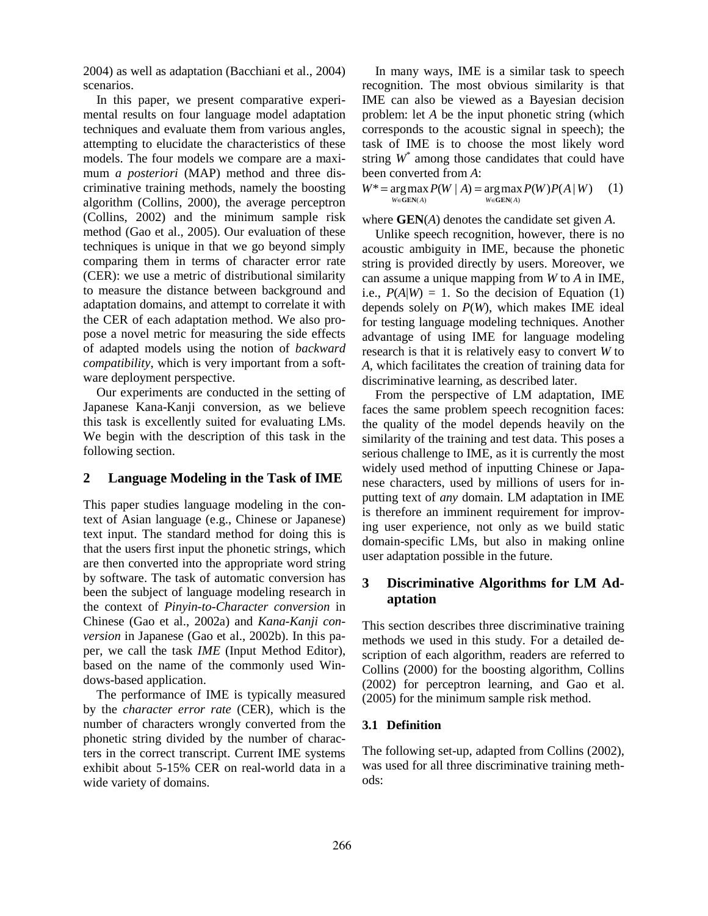2004) as well as adaptation (Bacchiani et al., 2004) scenarios.

In this paper, we present comparative experimental results on four language model adaptation techniques and evaluate them from various angles, attempting to elucidate the characteristics of these models. The four models we compare are a maximum *a posteriori* (MAP) method and three discriminative training methods, namely the boosting algorithm (Collins, 2000), the average perceptron (Collins, 2002) and the minimum sample risk method (Gao et al., 2005). Our evaluation of these techniques is unique in that we go beyond simply comparing them in terms of character error rate (CER): we use a metric of distributional similarity to measure the distance between background and adaptation domains, and attempt to correlate it with the CER of each adaptation method. We also propose a novel metric for measuring the side effects of adapted models using the notion of *backward compatibility*, which is very important from a software deployment perspective.

Our experiments are conducted in the setting of Japanese Kana-Kanji conversion, as we believe this task is excellently suited for evaluating LMs. We begin with the description of this task in the following section.

## 2 Language Modeling in the Task of IME

This paper studies language modeling in the context of Asian language (e.g., Chinese or Japanese) text input. The standard method for doing this is that the users first input the phonetic strings, which are then converted into the appropriate word string by software. The task of automatic conversion has been the subject of language modeling research in the context of *Pinyin-to-Character conversion* in Chinese (Gao et al., 2002a) and *Kana-Kanji conversion* in Japanese (Gao et al., 2002b). In this paper, we call the task *IME* (Input Method Editor), based on the name of the commonly used Windows-based application.

The performance of IME is typically measured by the *character error rate* (CER), which is the number of characters wrongly converted from the phonetic string divided by the number of characters in the correct transcript. Current IME systems exhibit about 5-15% CER on real-world data in a wide variety of domains.

In many ways, IME is a similar task to speech recognition. The most obvious similarity is that IME can also be viewed as a Bayesian decision problem: let $A$ be the input phonetic string (which corresponds to the acoustic signal in speech); the task of IME is to choose the most likely word string $W^*$ among those candidates that could have been converted from $A$:

$$W^* = \underset{W \in \mathbf{GEN}(A)}{\arg\max} P(W \mid A) = \underset{W \in \mathbf{GEN}(A)}{\arg\max} P(W)P(A \mid W) \quad (1)$$

where $\mathbf{GEN}(A)$ denotes the candidate set given $A$.

Unlike speech recognition, however, there is no acoustic ambiguity in IME, because the phonetic string is provided directly by users. Moreover, we can assume a unique mapping from $W$ to $A$ in IME, i.e., $P(A|W) = 1$. So the decision of Equation (1) depends solely on $P(W)$, which makes IME ideal for testing language modeling techniques. Another advantage of using IME for language modeling research is that it is relatively easy to convert $W$ to $A$, which facilitates the creation of training data for discriminative learning, as described later.

From the perspective of LM adaptation, IME faces the same problem speech recognition faces: the quality of the model depends heavily on the similarity of the training and test data. This poses a serious challenge to IME, as it is currently the most widely used method of inputting Chinese or Japanese characters, used by millions of users for inputting text of *any* domain. LM adaptation in IME is therefore an imminent requirement for improving user experience, not only as we build static domain-specific LMs, but also in making online user adaptation possible in the future.

## 3 Discriminative Algorithms for LM Adaptation

This section describes three discriminative training methods we used in this study. For a detailed description of each algorithm, readers are referred to Collins (2000) for the boosting algorithm, Collins (2002) for perceptron learning, and Gao et al. (2005) for the minimum sample risk method.

### 3.1 Definition

The following set-up, adapted from Collins (2002), was used for all three discriminative training methods: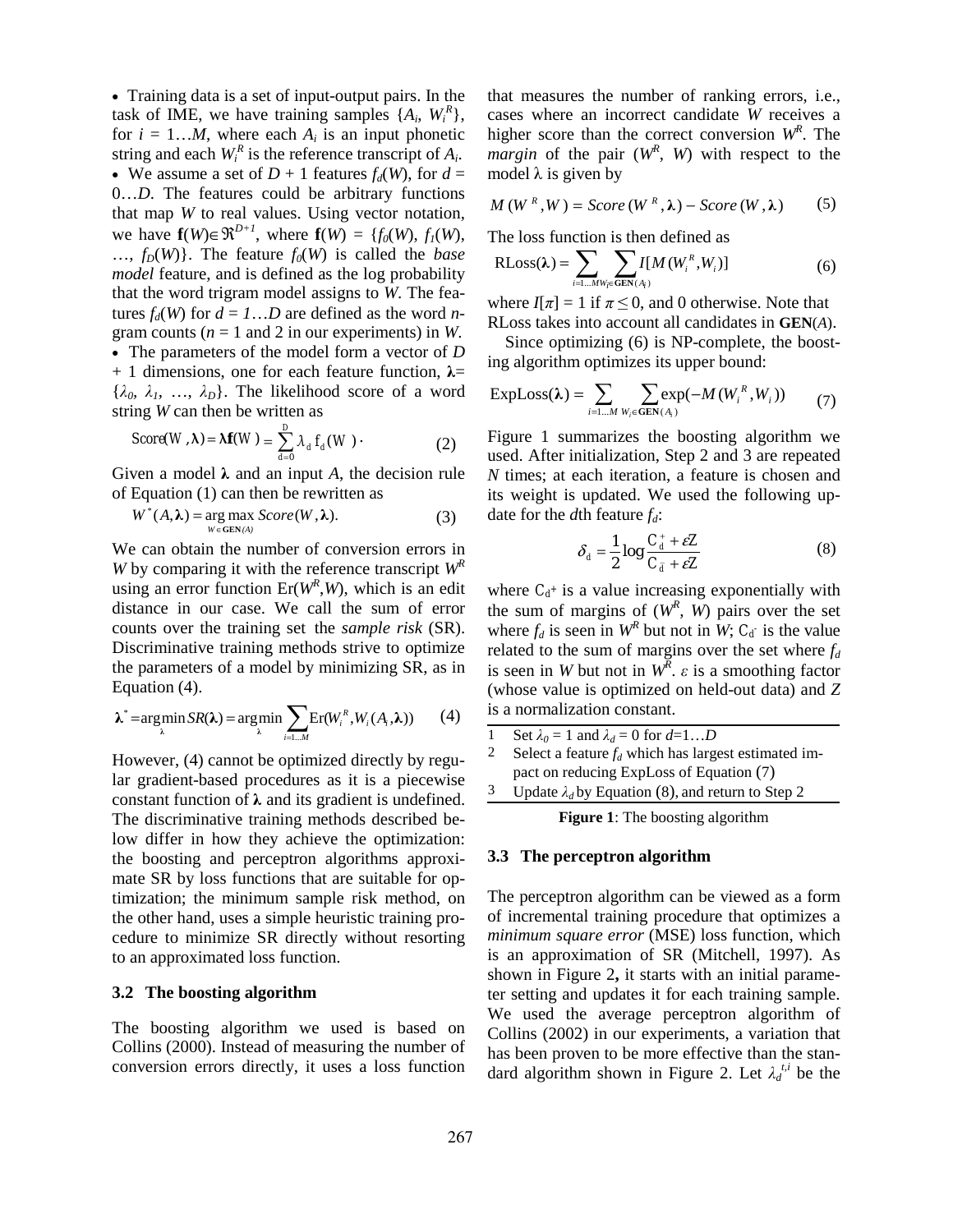- Training data is a set of input-output pairs. In the task of IME, we have training samples $\{A_i, W_i^R\}$, for $i = 1\ldots M$, where each $A_i$ is an input phonetic string and each $W_i^R$ is the reference transcript of $A_i$.
- We assume a set of $D + 1$ features $f_d(W)$, for $d = 0\ldots D$. The features could be arbitrary functions that map $W$ to real values. Using vector notation, we have $\mathbf{f}(W) \in \Re^{D+1}$, where $\mathbf{f}(W) = \{f_0(W), f_1(W), \ldots, f_D(W)\}$. The feature $f_0(W)$ is called the *base model* feature, and is defined as the log probability that the word trigram model assigns to $W$. The features $f_d(W)$ for $d = 1\ldots D$ are defined as the word $n$-gram counts ($n = 1$ and 2 in our experiments) in $W$.
- The parameters of the model form a vector of $D + 1$ dimensions, one for each feature function, $\boldsymbol{\lambda} = \{\lambda_0, \lambda_1, \ldots, \lambda_D\}$. The likelihood score of a word string $W$ can then be written as

$$\mathrm{Score}(W, \boldsymbol{\lambda}) = \boldsymbol{\lambda}\mathbf{f}(W) = \sum_{d=0}^{D} \lambda_d f_d(W) \,. \tag{2}$$

Given a model $\boldsymbol{\lambda}$ and an input $A$, the decision rule of Equation (1) can then be rewritten as

$$W^*(A, \boldsymbol{\lambda}) = \operatorname*{arg\,max}_{W \in \mathbf{GEN}(A)} Score(W, \boldsymbol{\lambda}). \tag{3}$$

We can obtain the number of conversion errors in $W$ by comparing it with the reference transcript $W^R$ using an error function $\mathrm{Er}(W^R, W)$, which is an edit distance in our case. We call the sum of error counts over the training set the *sample risk* (SR). Discriminative training methods strive to optimize the parameters of a model by minimizing SR, as in Equation (4).

$$\boldsymbol{\lambda}^* = \operatorname*{arg\,min}_{\boldsymbol{\lambda}} SR(\boldsymbol{\lambda}) = \operatorname*{arg\,min}_{\boldsymbol{\lambda}} \sum_{i=1\ldots M} \mathrm{Er}(W_i^R, W_i(A_i, \boldsymbol{\lambda})) \tag{4}$$

However, (4) cannot be optimized directly by regular gradient-based procedures as it is a piecewise constant function of $\boldsymbol{\lambda}$ and its gradient is undefined. The discriminative training methods described below differ in how they achieve the optimization: the boosting and perceptron algorithms approximate SR by loss functions that are suitable for optimization; the minimum sample risk method, on the other hand, uses a simple heuristic training procedure to minimize SR directly without resorting to an approximated loss function.

### 3.2 The boosting algorithm

The boosting algorithm we used is based on Collins (2000). Instead of measuring the number of conversion errors directly, it uses a loss function that measures the number of ranking errors, i.e., cases where an incorrect candidate $W$ receives a higher score than the correct conversion $W^R$. The *margin* of the pair ($W^R$, $W$) with respect to the model $\lambda$ is given by

$$M(W^R, W) = Score(W^R, \boldsymbol{\lambda}) - Score(W, \boldsymbol{\lambda}) \tag{5}$$

The loss function is then defined as

$$\mathrm{RLoss}(\boldsymbol{\lambda}) = \sum_{i=1\ldots M} \sum_{W_i \in \mathbf{GEN}(A_i)} I[M(W_i^R, W_i)] \tag{6}$$

where $I[\pi] = 1$ if $\pi \le 0$, and 0 otherwise. Note that RLoss takes into account all candidates in $\mathbf{GEN}(A)$.

Since optimizing (6) is NP-complete, the boosting algorithm optimizes its upper bound:

$$\mathrm{ExpLoss}(\boldsymbol{\lambda}) = \sum_{i=1\ldots M} \sum_{W_i \in \mathbf{GEN}(A_i)} \exp(-M(W_i^R, W_i)) \tag{7}$$

Figure 1 summarizes the boosting algorithm we used. After initialization, Step 2 and 3 are repeated $N$ times; at each iteration, a feature is chosen and its weight is updated. We used the following update for the $d$th feature $f_d$:

$$\delta_d = \frac{1}{2} \log \frac{C_d^+ + \varepsilon Z}{C_d^- + \varepsilon Z} \tag{8}$$

where $C_d^+$ is a value increasing exponentially with the sum of margins of ($W^R$, $W$) pairs over the set where $f_d$ is seen in $W^R$ but not in $W$; $C_d^-$ is the value related to the sum of margins over the set where $f_d$ is seen in $W$ but not in $W^R$. $\varepsilon$ is a smoothing factor (whose value is optimized on held-out data) and $Z$ is a normalization constant.

```
1   Set λ0 = 1 and λd = 0 for d=1…D
2   Select a feature fd which has largest estimated impact on reducing ExpLoss of Equation (7)
3   Update λd by Equation (8), and return to Step 2
```

**Figure 1**: The boosting algorithm

### 3.3 The perceptron algorithm

The perceptron algorithm can be viewed as a form of incremental training procedure that optimizes a *minimum square error* (MSE) loss function, which is an approximation of SR (Mitchell, 1997). As shown in Figure 2**,** it starts with an initial parameter setting and updates it for each training sample. We used the average perceptron algorithm of Collins (2002) in our experiments, a variation that has been proven to be more effective than the standard algorithm shown in Figure 2. Let $\lambda_d^{t,i}$ be the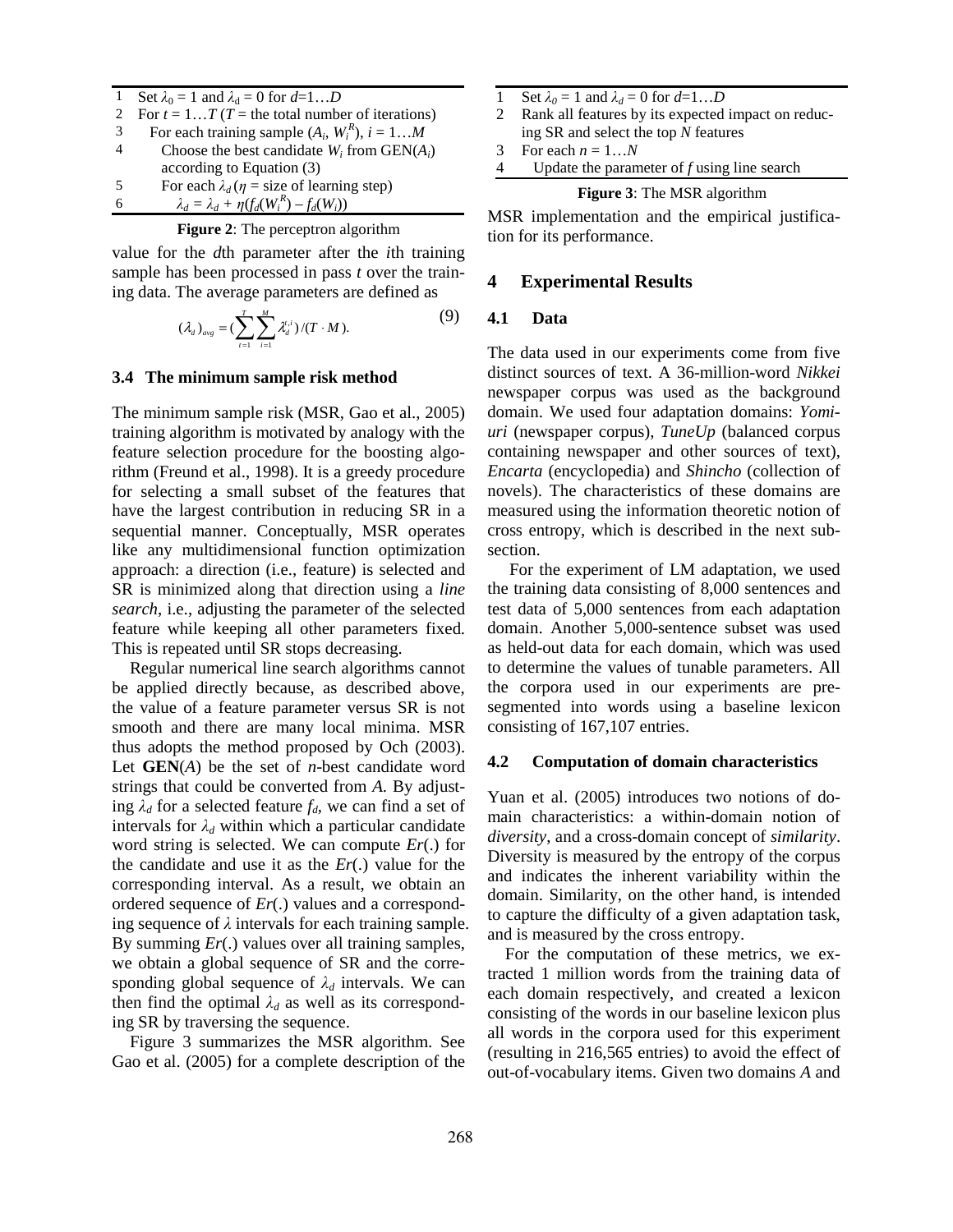1 Set $\lambda_0 = 1$ and $\lambda_d = 0$ for $d$=1…$D$
2 For $t$ = 1…$T$ ($T$ = the total number of iterations)
3 For each training sample ($A_i$, $W_i^R$), $i$ = 1…$M$
4 Choose the best candidate $W_i$ from GEN($A_i$) according to Equation (3)
5 For each $\lambda_d$ ($\eta$ = size of learning step)
6 $\lambda_d = \lambda_d + \eta(f_d(W_i^R) – f_d(W_i))$

**Figure 2**: The perceptron algorithm

value for the $d$th parameter after the $i$th training sample has been processed in pass $t$ over the training data. The average parameters are defined as

$$(\lambda_d)_{avg} = (\sum_{t=1}^{T}\sum_{i=1}^{M}\lambda_d^{t,i})/(T \cdot M). \tag{9}$$

### 3.4 The minimum sample risk method

The minimum sample risk (MSR, Gao et al., 2005) training algorithm is motivated by analogy with the feature selection procedure for the boosting algorithm (Freund et al., 1998). It is a greedy procedure for selecting a small subset of the features that have the largest contribution in reducing SR in a sequential manner. Conceptually, MSR operates like any multidimensional function optimization approach: a direction (i.e., feature) is selected and SR is minimized along that direction using a *line search*, i.e., adjusting the parameter of the selected feature while keeping all other parameters fixed. This is repeated until SR stops decreasing.

Regular numerical line search algorithms cannot be applied directly because, as described above, the value of a feature parameter versus SR is not smooth and there are many local minima. MSR thus adopts the method proposed by Och (2003). Let **GEN**($A$) be the set of $n$-best candidate word strings that could be converted from $A$. By adjusting $\lambda_d$ for a selected feature $f_d$, we can find a set of intervals for $\lambda_d$ within which a particular candidate word string is selected. We can compute $Er$(.) for the candidate and use it as the $Er$(.) value for the corresponding interval. As a result, we obtain an ordered sequence of $Er$(.) values and a corresponding sequence of $\lambda$ intervals for each training sample. By summing $Er$(.) values over all training samples, we obtain a global sequence of SR and the corresponding global sequence of $\lambda_d$ intervals. We can then find the optimal $\lambda_d$ as well as its corresponding SR by traversing the sequence.

Figure 3 summarizes the MSR algorithm. See Gao et al. (2005) for a complete description of the MSR implementation and the empirical justification for its performance.

1 Set $\lambda_0 = 1$ and $\lambda_d = 0$ for $d$=1…$D$
2 Rank all features by its expected impact on reducing SR and select the top $N$ features
3 For each $n$ = 1…$N$
4 Update the parameter of $f$ using line search

**Figure 3**: The MSR algorithm

## 4 Experimental Results

### 4.1 Data

The data used in our experiments come from five distinct sources of text. A 36-million-word *Nikkei* newspaper corpus was used as the background domain. We used four adaptation domains: *Yomiuri* (newspaper corpus), *TuneUp* (balanced corpus containing newspaper and other sources of text), *Encarta* (encyclopedia) and *Shincho* (collection of novels). The characteristics of these domains are measured using the information theoretic notion of cross entropy, which is described in the next subsection.

For the experiment of LM adaptation, we used the training data consisting of 8,000 sentences and test data of 5,000 sentences from each adaptation domain. Another 5,000-sentence subset was used as held-out data for each domain, which was used to determine the values of tunable parameters. All the corpora used in our experiments are pre-segmented into words using a baseline lexicon consisting of 167,107 entries.

### 4.2 Computation of domain characteristics

Yuan et al. (2005) introduces two notions of domain characteristics: a within-domain notion of *diversity*, and a cross-domain concept of *similarity*. Diversity is measured by the entropy of the corpus and indicates the inherent variability within the domain. Similarity, on the other hand, is intended to capture the difficulty of a given adaptation task, and is measured by the cross entropy.

For the computation of these metrics, we extracted 1 million words from the training data of each domain respectively, and created a lexicon consisting of the words in our baseline lexicon plus all words in the corpora used for this experiment (resulting in 216,565 entries) to avoid the effect of out-of-vocabulary items. Given two domains $A$ and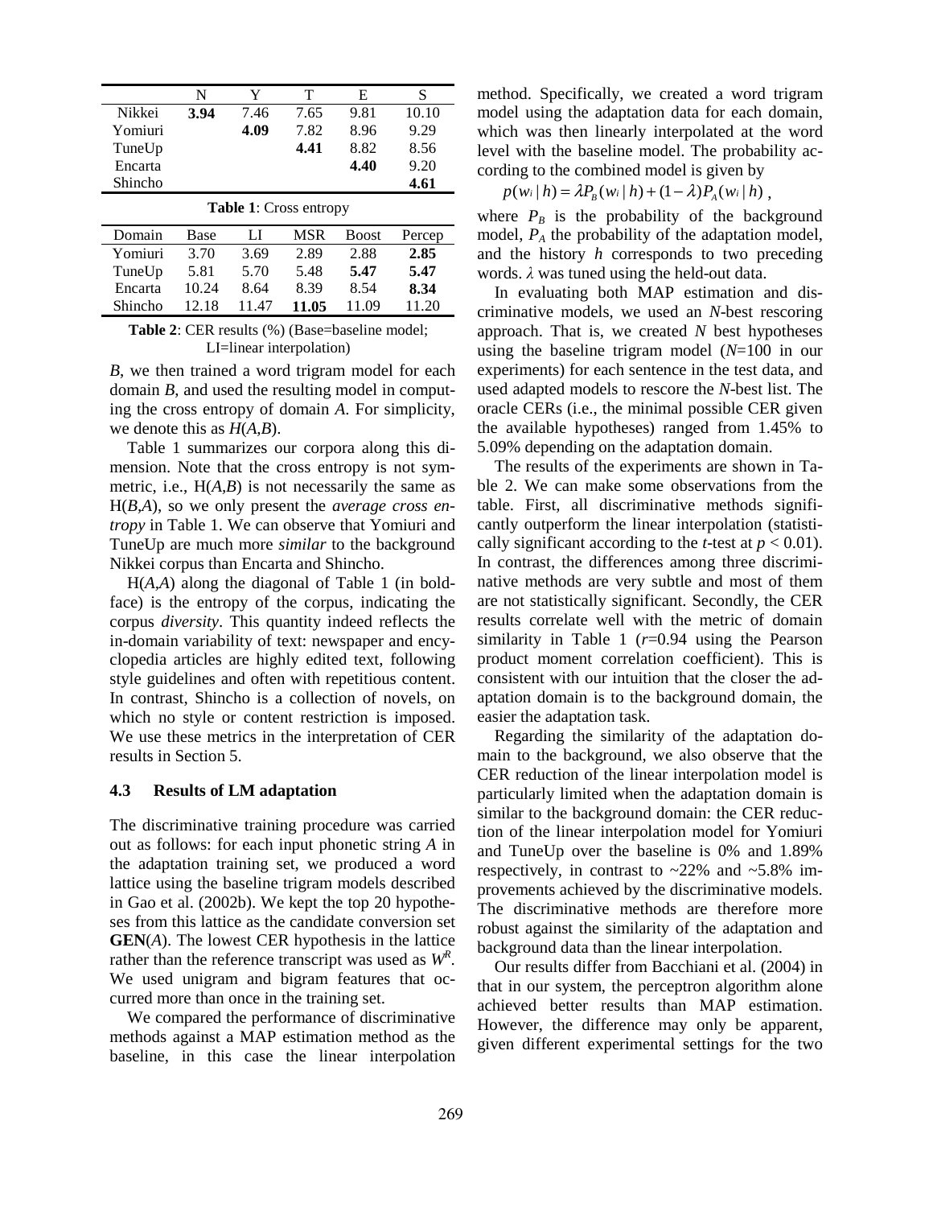|  | N | Y | T | E | S |
|---|---|---|---|---|---|
| Nikkei | **3.94** | 7.46 | 7.65 | 9.81 | 10.10 |
| Yomiuri |  | **4.09** | 7.82 | 8.96 | 9.29 |
| TuneUp |  |  | **4.41** | 8.82 | 8.56 |
| Encarta |  |  |  | **4.40** | 9.20 |
| Shincho |  |  |  |  | **4.61** |

**Table 1**: Cross entropy

| Domain | Base | LI | MSR | Boost | Percep |
|---|---|---|---|---|---|
| Yomiuri | 3.70 | 3.69 | 2.89 | 2.88 | **2.85** |
| TuneUp | 5.81 | 5.70 | 5.48 | **5.47** | **5.47** |
| Encarta | 10.24 | 8.64 | 8.39 | 8.54 | **8.34** |
| Shincho | 12.18 | 11.47 | **11.05** | 11.09 | 11.20 |

**Table 2**: CER results (%) (Base=baseline model; LI=linear interpolation)

*B*, we then trained a word trigram model for each domain *B*, and used the resulting model in computing the cross entropy of domain *A*. For simplicity, we denote this as $H(A,B)$.

Table 1 summarizes our corpora along this dimension. Note that the cross entropy is not symmetric, i.e., $H(A,B)$ is not necessarily the same as $H(B,A)$, so we only present the *average cross entropy* in Table 1. We can observe that Yomiuri and TuneUp are much more *similar* to the background Nikkei corpus than Encarta and Shincho.

$H(A,A)$ along the diagonal of Table 1 (in boldface) is the entropy of the corpus, indicating the corpus *diversity*. This quantity indeed reflects the in-domain variability of text: newspaper and encyclopedia articles are highly edited text, following style guidelines and often with repetitious content. In contrast, Shincho is a collection of novels, on which no style or content restriction is imposed. We use these metrics in the interpretation of CER results in Section 5.

### 4.3 Results of LM adaptation

The discriminative training procedure was carried out as follows: for each input phonetic string *A* in the adaptation training set, we produced a word lattice using the baseline trigram models described in Gao et al. (2002b). We kept the top 20 hypotheses from this lattice as the candidate conversion set **GEN**(*A*). The lowest CER hypothesis in the lattice rather than the reference transcript was used as $W^R$. We used unigram and bigram features that occurred more than once in the training set.

We compared the performance of discriminative methods against a MAP estimation method as the baseline, in this case the linear interpolation method. Specifically, we created a word trigram model using the adaptation data for each domain, which was then linearly interpolated at the word level with the baseline model. The probability according to the combined model is given by

$$p(w_i \mid h) = \lambda P_B(w_i \mid h) + (1-\lambda) P_A(w_i \mid h) \,,$$

where $P_B$ is the probability of the background model, $P_A$ the probability of the adaptation model, and the history $h$ corresponds to two preceding words. $\lambda$ was tuned using the held-out data.

In evaluating both MAP estimation and discriminative models, we used an *N*-best rescoring approach. That is, we created *N* best hypotheses using the baseline trigram model ($N$=100 in our experiments) for each sentence in the test data, and used adapted models to rescore the *N*-best list. The oracle CERs (i.e., the minimal possible CER given the available hypotheses) ranged from 1.45% to 5.09% depending on the adaptation domain.

The results of the experiments are shown in Table 2. We can make some observations from the table. First, all discriminative methods significantly outperform the linear interpolation (statistically significant according to the *t*-test at $p < 0.01$). In contrast, the differences among three discriminative methods are very subtle and most of them are not statistically significant. Secondly, the CER results correlate well with the metric of domain similarity in Table 1 ($r$=0.94 using the Pearson product moment correlation coefficient). This is consistent with our intuition that the closer the adaptation domain is to the background domain, the easier the adaptation task.

Regarding the similarity of the adaptation domain to the background, we also observe that the CER reduction of the linear interpolation model is particularly limited when the adaptation domain is similar to the background domain: the CER reduction of the linear interpolation model for Yomiuri and TuneUp over the baseline is 0% and 1.89% respectively, in contrast to ~22% and ~5.8% improvements achieved by the discriminative models. The discriminative methods are therefore more robust against the similarity of the adaptation and background data than the linear interpolation.

Our results differ from Bacchiani et al. (2004) in that in our system, the perceptron algorithm alone achieved better results than MAP estimation. However, the difference may only be apparent, given different experimental settings for the two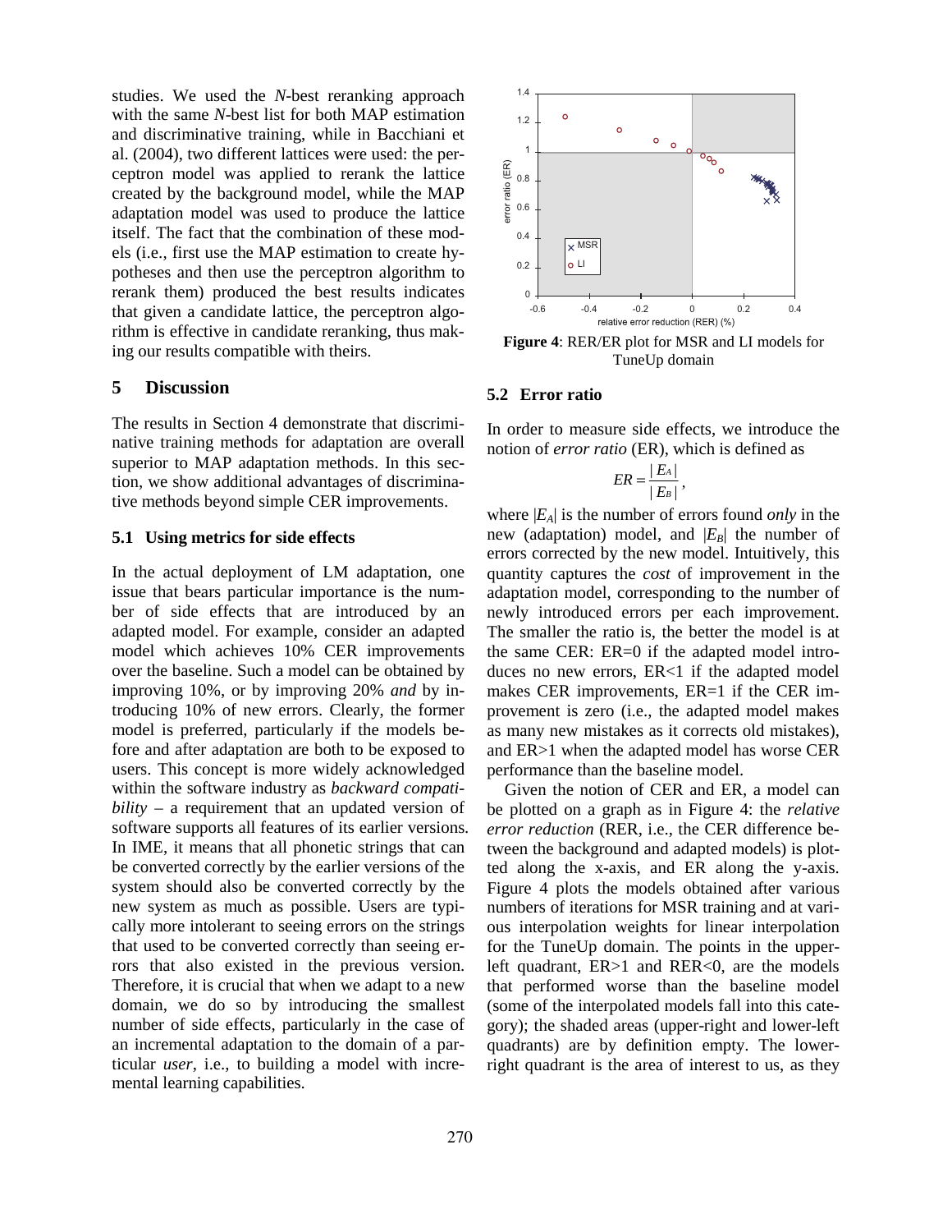studies. We used the *N*-best reranking approach with the same *N*-best list for both MAP estimation and discriminative training, while in Bacchiani et al. (2004), two different lattices were used: the perceptron model was applied to rerank the lattice created by the background model, while the MAP adaptation model was used to produce the lattice itself. The fact that the combination of these models (i.e., first use the MAP estimation to create hypotheses and then use the perceptron algorithm to rerank them) produced the best results indicates that given a candidate lattice, the perceptron algorithm is effective in candidate reranking, thus making our results compatible with theirs.

## 5 Discussion

The results in Section 4 demonstrate that discriminative training methods for adaptation are overall superior to MAP adaptation methods. In this section, we show additional advantages of discriminative methods beyond simple CER improvements.

### 5.1 Using metrics for side effects

In the actual deployment of LM adaptation, one issue that bears particular importance is the number of side effects that are introduced by an adapted model. For example, consider an adapted model which achieves 10% CER improvements over the baseline. Such a model can be obtained by improving 10%, or by improving 20% *and* by introducing 10% of new errors. Clearly, the former model is preferred, particularly if the models before and after adaptation are both to be exposed to users. This concept is more widely acknowledged within the software industry as *backward compatibility* – a requirement that an updated version of software supports all features of its earlier versions. In IME, it means that all phonetic strings that can be converted correctly by the earlier versions of the system should also be converted correctly by the new system as much as possible. Users are typically more intolerant to seeing errors on the strings that used to be converted correctly than seeing errors that also existed in the previous version. Therefore, it is crucial that when we adapt to a new domain, we do so by introducing the smallest number of side effects, particularly in the case of an incremental adaptation to the domain of a particular *user*, i.e., to building a model with incremental learning capabilities.

**Figure 4**: RER/ER plot for MSR and LI models for TuneUp domain

### 5.2 Error ratio

In order to measure side effects, we introduce the notion of *error ratio* (ER), which is defined as

$$ER = \frac{|E_A|}{|E_B|},$$

where $|E_A|$ is the number of errors found *only* in the new (adaptation) model, and $|E_B|$ the number of errors corrected by the new model. Intuitively, this quantity captures the *cost* of improvement in the adaptation model, corresponding to the number of newly introduced errors per each improvement. The smaller the ratio is, the better the model is at the same CER: ER=0 if the adapted model introduces no new errors, ER<1 if the adapted model makes CER improvements, ER=1 if the CER improvement is zero (i.e., the adapted model makes as many new mistakes as it corrects old mistakes), and ER>1 when the adapted model has worse CER performance than the baseline model.

Given the notion of CER and ER, a model can be plotted on a graph as in Figure 4: the *relative error reduction* (RER, i.e., the CER difference between the background and adapted models) is plotted along the x-axis, and ER along the y-axis. Figure 4 plots the models obtained after various numbers of iterations for MSR training and at various interpolation weights for linear interpolation for the TuneUp domain. The points in the upper-left quadrant, ER>1 and RER<0, are the models that performed worse than the baseline model (some of the interpolated models fall into this category); the shaded areas (upper-right and lower-left quadrants) are by definition empty. The lower-right quadrant is the area of interest to us, as they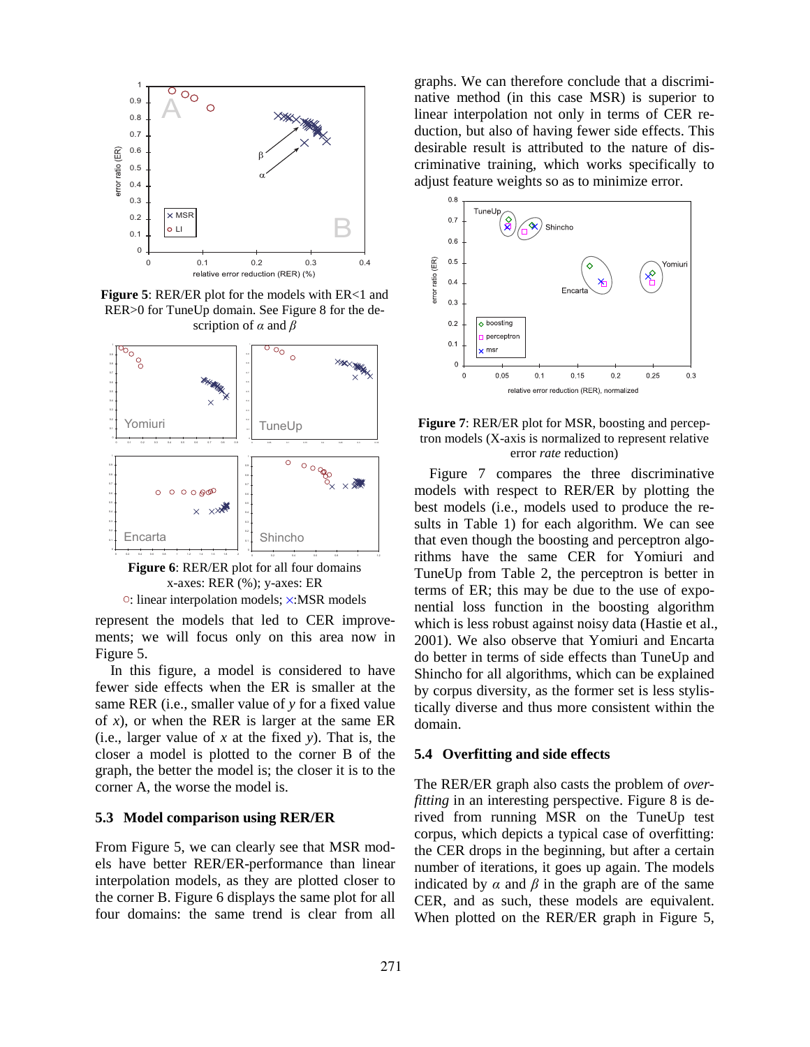Figure 5: RER/ER plot for the models with ER<1 and RER>0 for TuneUp domain. See Figure 8 for the description of $\alpha$ and $\beta$

Figure 6: RER/ER plot for all four domains
x-axes: RER (%); y-axes: ER
○: linear interpolation models; ×:MSR models

represent the models that led to CER improvements; we will focus only on this area now in Figure 5.

In this figure, a model is considered to have fewer side effects when the ER is smaller at the same RER (i.e., smaller value of $y$ for a fixed value of $x$), or when the RER is larger at the same ER (i.e., larger value of $x$ at the fixed $y$). That is, the closer a model is plotted to the corner B of the graph, the better the model is; the closer it is to the corner A, the worse the model is.

### 5.3 Model comparison using RER/ER

From Figure 5, we can clearly see that MSR models have better RER/ER-performance than linear interpolation models, as they are plotted closer to the corner B. Figure 6 displays the same plot for all four domains: the same trend is clear from all graphs. We can therefore conclude that a discriminative method (in this case MSR) is superior to linear interpolation not only in terms of CER reduction, but also of having fewer side effects. This desirable result is attributed to the nature of discriminative training, which works specifically to adjust feature weights so as to minimize error.

Figure 7: RER/ER plot for MSR, boosting and perceptron models (X-axis is normalized to represent relative error *rate* reduction)

Figure 7 compares the three discriminative models with respect to RER/ER by plotting the best models (i.e., models used to produce the results in Table 1) for each algorithm. We can see that even though the boosting and perceptron algorithms have the same CER for Yomiuri and TuneUp from Table 2, the perceptron is better in terms of ER; this may be due to the use of exponential loss function in the boosting algorithm which is less robust against noisy data (Hastie et al., 2001). We also observe that Yomiuri and Encarta do better in terms of side effects than TuneUp and Shincho for all algorithms, which can be explained by corpus diversity, as the former set is less stylistically diverse and thus more consistent within the domain.

### 5.4 Overfitting and side effects

The RER/ER graph also casts the problem of *overfitting* in an interesting perspective. Figure 8 is derived from running MSR on the TuneUp test corpus, which depicts a typical case of overfitting: the CER drops in the beginning, but after a certain number of iterations, it goes up again. The models indicated by $\alpha$ and $\beta$ in the graph are of the same CER, and as such, these models are equivalent. When plotted on the RER/ER graph in Figure 5,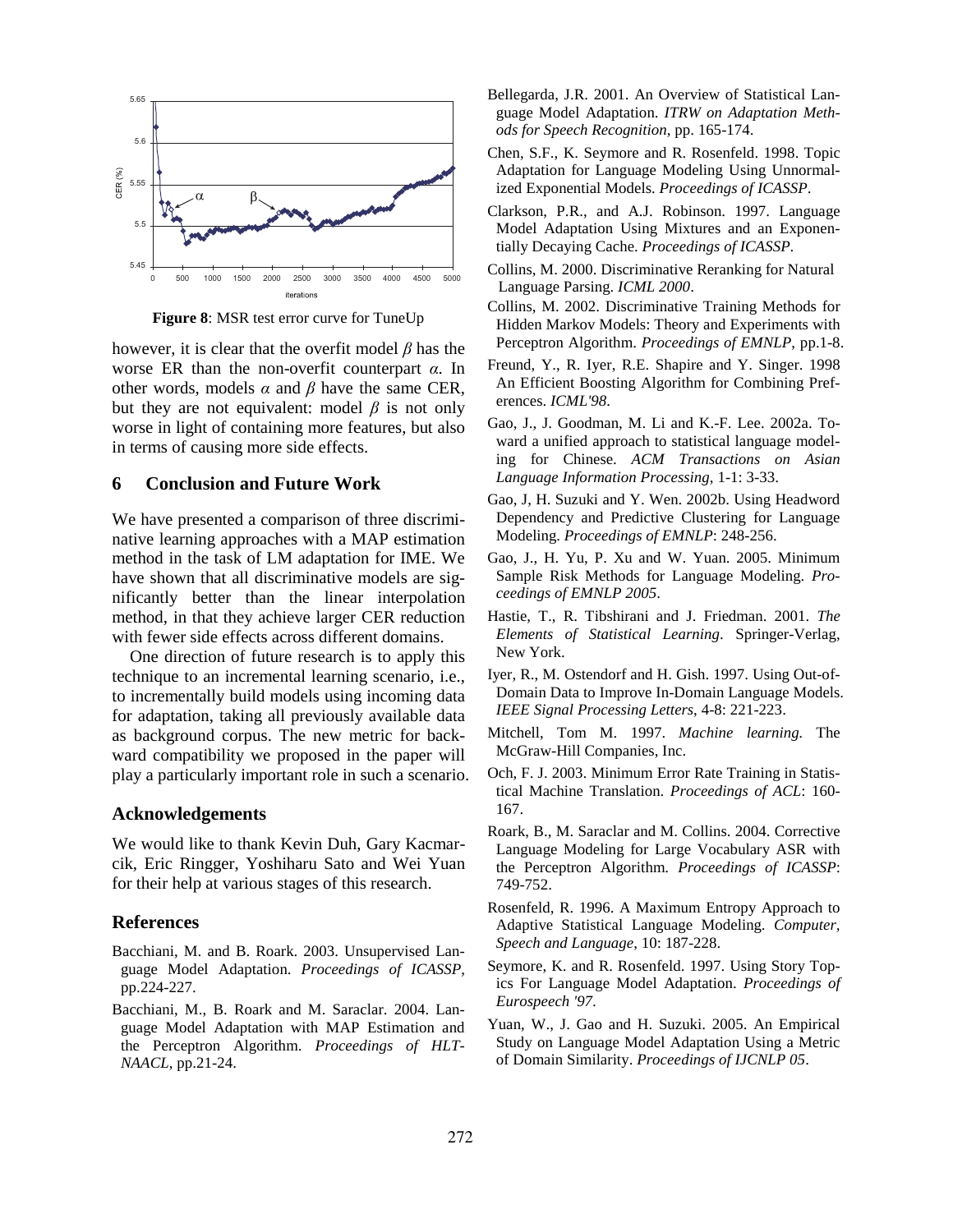5.65

5.6

5.55

5.5

5.45

CER (%)

α

β

0 500 1000 1500 2000 2500 3000 3500 4000 4500 5000

iterations

**Figure 8**: MSR test error curve for TuneUp

however, it is clear that the overfit model $\beta$ has the worse ER than the non-overfit counterpart $\alpha$. In other words, models $\alpha$ and $\beta$ have the same CER, but they are not equivalent: model $\beta$ is not only worse in light of containing more features, but also in terms of causing more side effects.

## 6 Conclusion and Future Work

We have presented a comparison of three discriminative learning approaches with a MAP estimation method in the task of LM adaptation for IME. We have shown that all discriminative models are significantly better than the linear interpolation method, in that they achieve larger CER reduction with fewer side effects across different domains.

One direction of future research is to apply this technique to an incremental learning scenario, i.e., to incrementally build models using incoming data for adaptation, taking all previously available data as background corpus. The new metric for backward compatibility we proposed in the paper will play a particularly important role in such a scenario.

### Acknowledgements

We would like to thank Kevin Duh, Gary Kacmarcik, Eric Ringger, Yoshiharu Sato and Wei Yuan for their help at various stages of this research.

### References

Bacchiani, M. and B. Roark. 2003. Unsupervised Language Model Adaptation. *Proceedings of ICASSP*, pp.224-227.

Bacchiani, M., B. Roark and M. Saraclar. 2004. Language Model Adaptation with MAP Estimation and the Perceptron Algorithm. *Proceedings of HLT-NAACL*, pp.21-24.

Bellegarda, J.R. 2001. An Overview of Statistical Language Model Adaptation. *ITRW on Adaptation Methods for Speech Recognition*, pp. 165-174.

Chen, S.F., K. Seymore and R. Rosenfeld. 1998. Topic Adaptation for Language Modeling Using Unnormalized Exponential Models. *Proceedings of ICASSP*.

Clarkson, P.R., and A.J. Robinson. 1997. Language Model Adaptation Using Mixtures and an Exponentially Decaying Cache. *Proceedings of ICASSP*.

Collins, M. 2000. Discriminative Reranking for Natural Language Parsing. *ICML 2000*.

Collins, M. 2002. Discriminative Training Methods for Hidden Markov Models: Theory and Experiments with Perceptron Algorithm. *Proceedings of EMNLP*, pp.1-8.

Freund, Y., R. Iyer, R.E. Shapire and Y. Singer. 1998 An Efficient Boosting Algorithm for Combining Preferences. *ICML'98*.

Gao, J., J. Goodman, M. Li and K.-F. Lee. 2002a. Toward a unified approach to statistical language modeling for Chinese. *ACM Transactions on Asian Language Information Processing*, 1-1: 3-33.

Gao, J, H. Suzuki and Y. Wen. 2002b. Using Headword Dependency and Predictive Clustering for Language Modeling. *Proceedings of EMNLP*: 248-256.

Gao, J., H. Yu, P. Xu and W. Yuan. 2005. Minimum Sample Risk Methods for Language Modeling. *Proceedings of EMNLP 2005*.

Hastie, T., R. Tibshirani and J. Friedman. 2001. *The Elements of Statistical Learning*. Springer-Verlag, New York.

Iyer, R., M. Ostendorf and H. Gish. 1997. Using Out-of-Domain Data to Improve In-Domain Language Models. *IEEE Signal Processing Letters*, 4-8: 221-223.

Mitchell, Tom M. 1997. *Machine learning.* The McGraw-Hill Companies, Inc.

Och, F. J. 2003. Minimum Error Rate Training in Statistical Machine Translation. *Proceedings of ACL*: 160-167.

Roark, B., M. Saraclar and M. Collins. 2004. Corrective Language Modeling for Large Vocabulary ASR with the Perceptron Algorithm. *Proceedings of ICASSP*: 749-752.

Rosenfeld, R. 1996. A Maximum Entropy Approach to Adaptive Statistical Language Modeling. *Computer, Speech and Language*, 10: 187-228.

Seymore, K. and R. Rosenfeld. 1997. Using Story Topics For Language Model Adaptation. *Proceedings of Eurospeech '97*.

Yuan, W., J. Gao and H. Suzuki. 2005. An Empirical Study on Language Model Adaptation Using a Metric of Domain Similarity. *Proceedings of IJCNLP 05*.